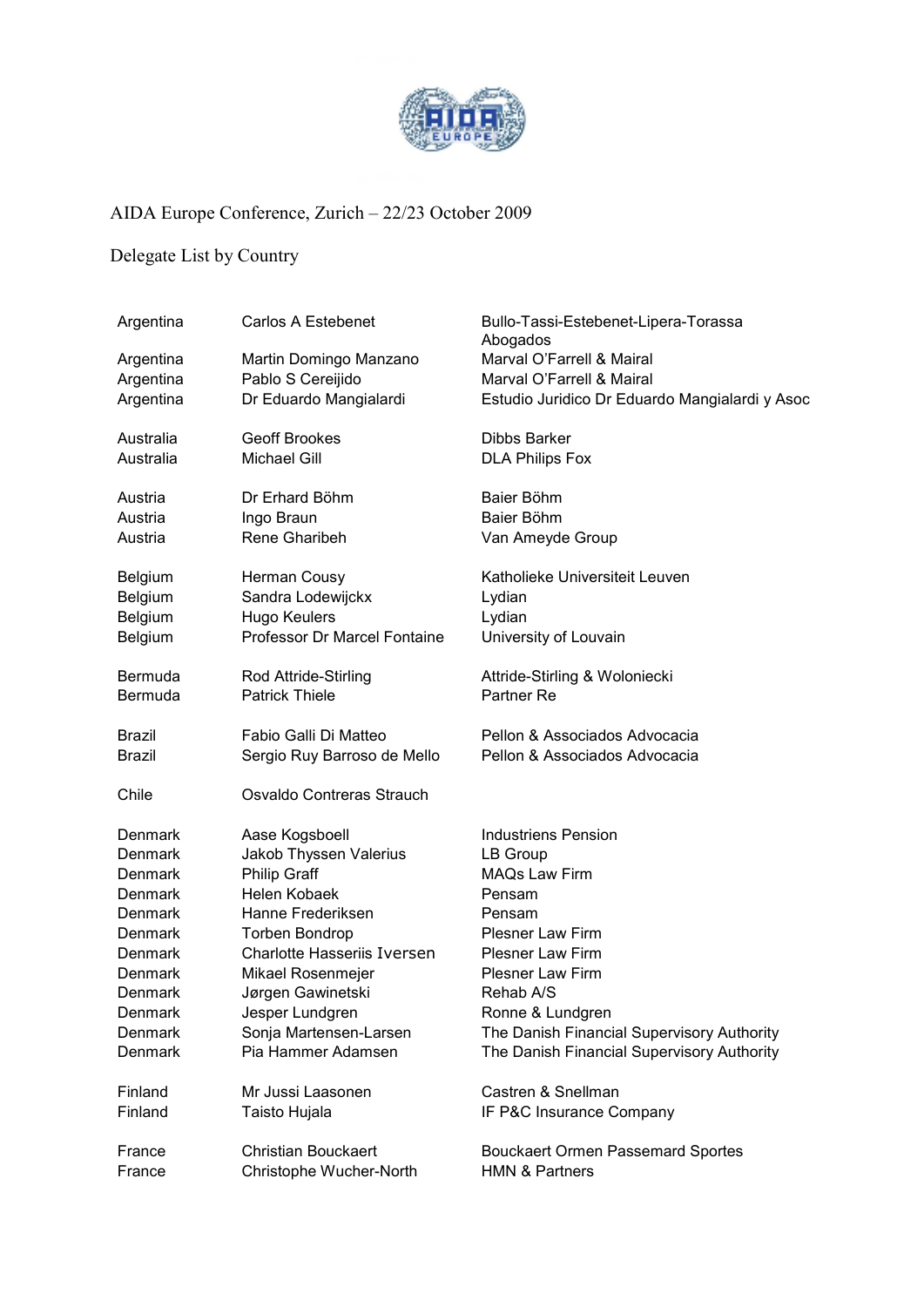AIDA Europe Conference, Zurich – 22/23 October 2009

Delegate List by Country

| | | |
|---|---|---|
| Argentina | Carlos A Estebenet | Bullo-Tassi-Estebenet-Lipera-Torassa Abogados |
| Argentina | Martin Domingo Manzano | Marval O'Farrell & Mairal |
| Argentina | Pablo S Cereijido | Marval O'Farrell & Mairal |
| Argentina | Dr Eduardo Mangialardi | Estudio Juridico Dr Eduardo Mangialardi y Asoc |
| Australia | Geoff Brookes | Dibbs Barker |
| Australia | Michael Gill | DLA Philips Fox |
| Austria | Dr Erhard Böhm | Baier Böhm |
| Austria | Ingo Braun | Baier Böhm |
| Austria | Rene Gharibeh | Van Ameyde Group |
| Belgium | Herman Cousy | Katholieke Universiteit Leuven |
| Belgium | Sandra Lodewijckx | Lydian |
| Belgium | Hugo Keulers | Lydian |
| Belgium | Professor Dr Marcel Fontaine | University of Louvain |
| Bermuda | Rod Attride-Stirling | Attride-Stirling & Woloniecki |
| Bermuda | Patrick Thiele | Partner Re |
| Brazil | Fabio Galli Di Matteo | Pellon & Associados Advocacia |
| Brazil | Sergio Ruy Barroso de Mello | Pellon & Associados Advocacia |
| Chile | Osvaldo Contreras Strauch | |
| Denmark | Aase Kogsboell | Industriens Pension |
| Denmark | Jakob Thyssen Valerius | LB Group |
| Denmark | Philip Graff | MAQs Law Firm |
| Denmark | Helen Kobaek | Pensam |
| Denmark | Hanne Frederiksen | Pensam |
| Denmark | Torben Bondrop | Plesner Law Firm |
| Denmark | Charlotte Hasseriis Iversen | Plesner Law Firm |
| Denmark | Mikael Rosenmejer | Plesner Law Firm |
| Denmark | Jørgen Gawinetski | Rehab A/S |
| Denmark | Jesper Lundgren | Ronne & Lundgren |
| Denmark | Sonja Martensen-Larsen | The Danish Financial Supervisory Authority |
| Denmark | Pia Hammer Adamsen | The Danish Financial Supervisory Authority |
| Finland | Mr Jussi Laasonen | Castren & Snellman |
| Finland | Taisto Hujala | IF P&C Insurance Company |
| France | Christian Bouckaert | Bouckaert Ormen Passemard Sportes |
| France | Christophe Wucher-North | HMN & Partners |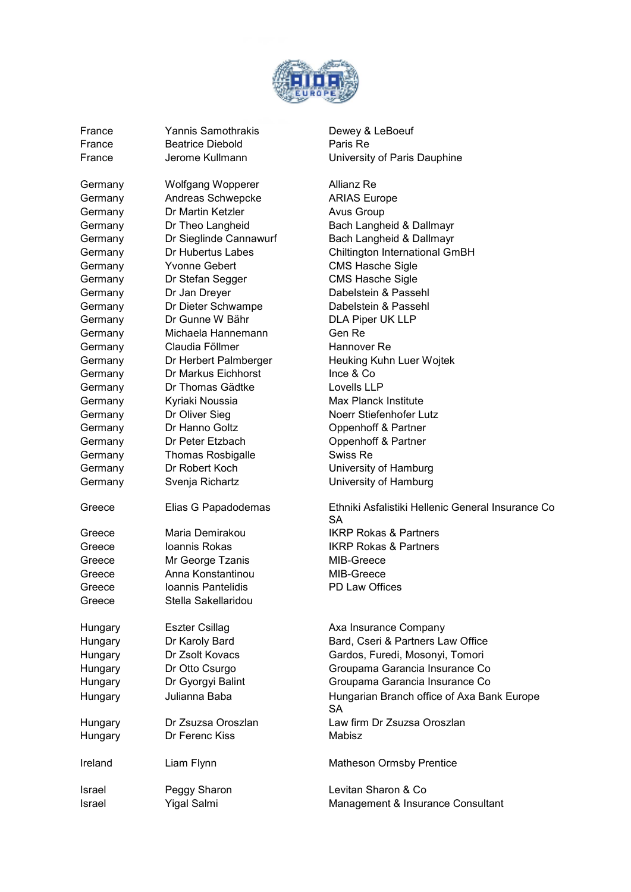| | | |
|---|---|---|
| France | Yannis Samothrakis | Dewey & LeBoeuf |
| France | Beatrice Diebold | Paris Re |
| France | Jerome Kullmann | University of Paris Dauphine |
| | | |
| Germany | Wolfgang Wopperer | Allianz Re |
| Germany | Andreas Schwepcke | ARIAS Europe |
| Germany | Dr Martin Ketzler | Avus Group |
| Germany | Dr Theo Langheid | Bach Langheid & Dallmayr |
| Germany | Dr Sieglinde Cannawurf | Bach Langheid & Dallmayr |
| Germany | Dr Hubertus Labes | Chiltington International GmBH |
| Germany | Yvonne Gebert | CMS Hasche Sigle |
| Germany | Dr Stefan Segger | CMS Hasche Sigle |
| Germany | Dr Jan Dreyer | Dabelstein & Passehl |
| Germany | Dr Dieter Schwampe | Dabelstein & Passehl |
| Germany | Dr Gunne W Bähr | DLA Piper UK LLP |
| Germany | Michaela Hannemann | Gen Re |
| Germany | Claudia Föllmer | Hannover Re |
| Germany | Dr Herbert Palmberger | Heuking Kuhn Luer Wojtek |
| Germany | Dr Markus Eichhorst | Ince & Co |
| Germany | Dr Thomas Gädtke | Lovells LLP |
| Germany | Kyriaki Noussia | Max Planck Institute |
| Germany | Dr Oliver Sieg | Noerr Stiefenhofer Lutz |
| Germany | Dr Hanno Goltz | Oppenhoff & Partner |
| Germany | Dr Peter Etzbach | Oppenhoff & Partner |
| Germany | Thomas Rosbigalle | Swiss Re |
| Germany | Dr Robert Koch | University of Hamburg |
| Germany | Svenja Richartz | University of Hamburg |
| | | |
| Greece | Elias G Papadodemas | Ethniki Asfalistiki Hellenic General Insurance Co SA |
| Greece | Maria Demirakou | IKRP Rokas & Partners |
| Greece | Ioannis Rokas | IKRP Rokas & Partners |
| Greece | Mr George Tzanis | MIB-Greece |
| Greece | Anna Konstantinou | MIB-Greece |
| Greece | Ioannis Pantelidis | PD Law Offices |
| Greece | Stella Sakellaridou | |
| | | |
| Hungary | Eszter Csillag | Axa Insurance Company |
| Hungary | Dr Karoly Bard | Bard, Cseri & Partners Law Office |
| Hungary | Dr Zsolt Kovacs | Gardos, Furedi, Mosonyi, Tomori |
| Hungary | Dr Otto Csurgo | Groupama Garancia Insurance Co |
| Hungary | Dr Gyorgyi Balint | Groupama Garancia Insurance Co |
| Hungary | Julianna Baba | Hungarian Branch office of Axa Bank Europe SA |
| Hungary | Dr Zsuzsa Oroszlan | Law firm Dr Zsuzsa Oroszlan |
| Hungary | Dr Ferenc Kiss | Mabisz |
| | | |
| Ireland | Liam Flynn | Matheson Ormsby Prentice |
| | | |
| Israel | Peggy Sharon | Levitan Sharon & Co |
| Israel | Yigal Salmi | Management & Insurance Consultant |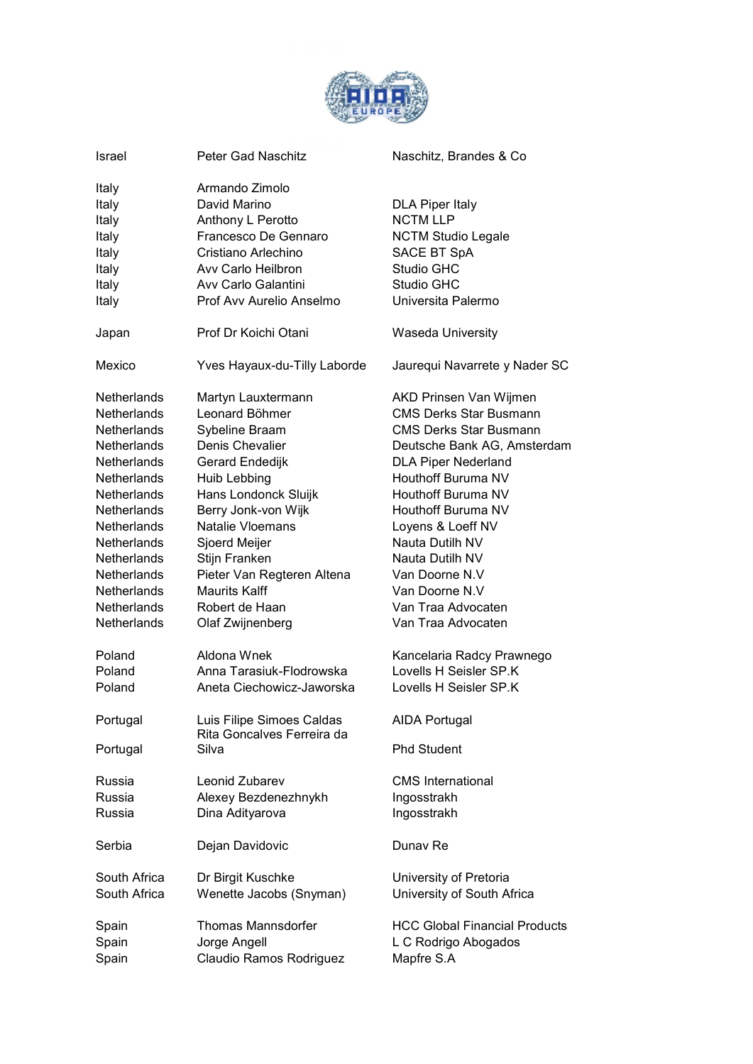| | | |
|---|---|---|
| Israel | Peter Gad Naschitz | Naschitz, Brandes & Co |
| | | |
| Italy | Armando Zimolo | |
| Italy | David Marino | DLA Piper Italy |
| Italy | Anthony L Perotto | NCTM LLP |
| Italy | Francesco De Gennaro | NCTM Studio Legale |
| Italy | Cristiano Arlechino | SACE BT SpA |
| Italy | Avv Carlo Heilbron | Studio GHC |
| Italy | Avv Carlo Galantini | Studio GHC |
| Italy | Prof Avv Aurelio Anselmo | Universita Palermo |
| | | |
| Japan | Prof Dr Koichi Otani | Waseda University |
| | | |
| Mexico | Yves Hayaux-du-Tilly Laborde | Jaurequi Navarrete y Nader SC |
| | | |
| Netherlands | Martyn Lauxtermann | AKD Prinsen Van Wijmen |
| Netherlands | Leonard Böhmer | CMS Derks Star Busmann |
| Netherlands | Sybeline Braam | CMS Derks Star Busmann |
| Netherlands | Denis Chevalier | Deutsche Bank AG, Amsterdam |
| Netherlands | Gerard Endedijk | DLA Piper Nederland |
| Netherlands | Huib Lebbing | Houthoff Buruma NV |
| Netherlands | Hans Londonck Sluijk | Houthoff Buruma NV |
| Netherlands | Berry Jonk-von Wijk | Houthoff Buruma NV |
| Netherlands | Natalie Vloemans | Loyens & Loeff NV |
| Netherlands | Sjoerd Meijer | Nauta Dutilh NV |
| Netherlands | Stijn Franken | Nauta Dutilh NV |
| Netherlands | Pieter Van Regteren Altena | Van Doorne N.V |
| Netherlands | Maurits Kalff | Van Doorne N.V |
| Netherlands | Robert de Haan | Van Traa Advocaten |
| Netherlands | Olaf Zwijnenberg | Van Traa Advocaten |
| | | |
| Poland | Aldona Wnek | Kancelaria Radcy Prawnego |
| Poland | Anna Tarasiuk-Flodrowska | Lovells H Seisler SP.K |
| Poland | Aneta Ciechowicz-Jaworska | Lovells H Seisler SP.K |
| | | |
| Portugal | Luis Filipe Simoes Caldas | AIDA Portugal |
| Portugal | Rita Goncalves Ferreira da Silva | Phd Student |
| | | |
| Russia | Leonid Zubarev | CMS International |
| Russia | Alexey Bezdenezhnykh | Ingosstrakh |
| Russia | Dina Adityarova | Ingosstrakh |
| | | |
| Serbia | Dejan Davidovic | Dunav Re |
| | | |
| South Africa | Dr Birgit Kuschke | University of Pretoria |
| South Africa | Wenette Jacobs (Snyman) | University of South Africa |
| | | |
| Spain | Thomas Mannsdorfer | HCC Global Financial Products |
| Spain | Jorge Angell | L C Rodrigo Abogados |
| Spain | Claudio Ramos Rodriguez | Mapfre S.A |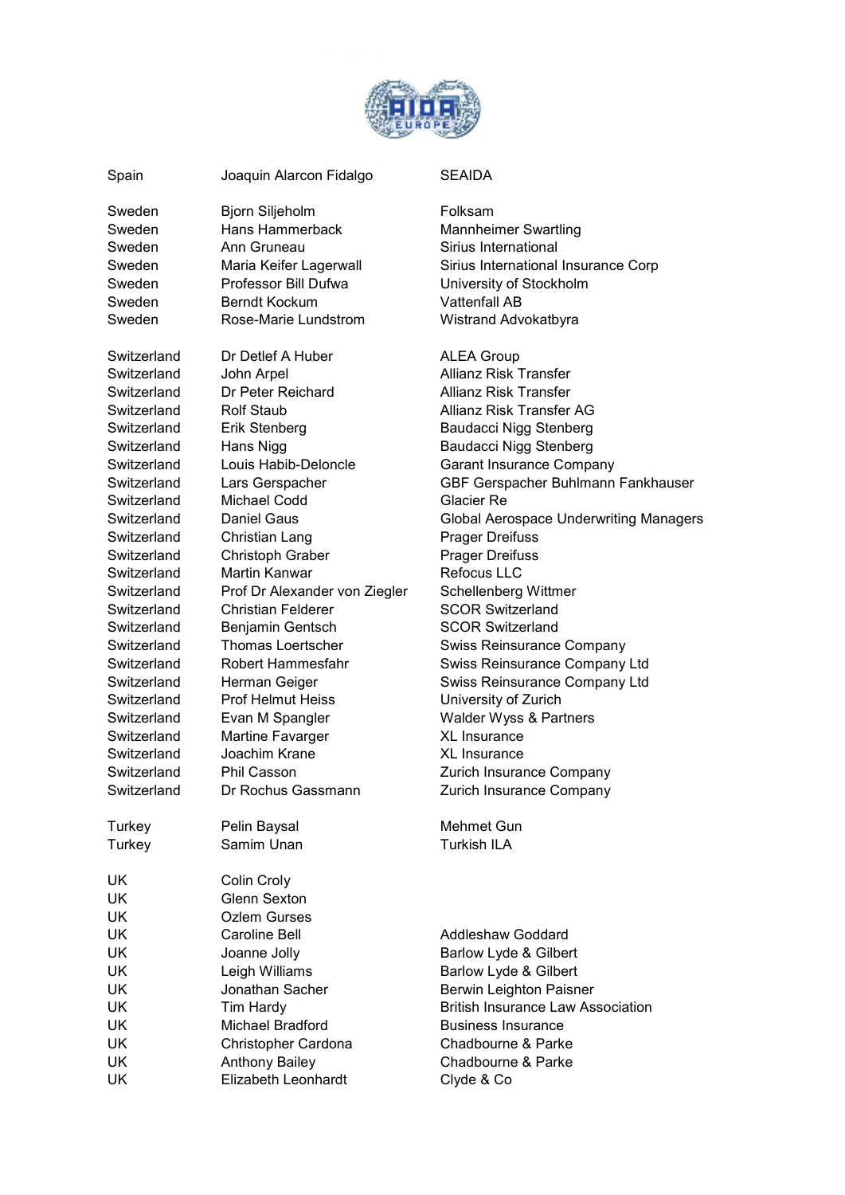| | | |
|---|---|---|
| Spain | Joaquin Alarcon Fidalgo | SEAIDA |
| Sweden | Bjorn Siljeholm | Folksam |
| Sweden | Hans Hammerback | Mannheimer Swartling |
| Sweden | Ann Gruneau | Sirius International |
| Sweden | Maria Keifer Lagerwall | Sirius International Insurance Corp |
| Sweden | Professor Bill Dufwa | University of Stockholm |
| Sweden | Berndt Kockum | Vattenfall AB |
| Sweden | Rose-Marie Lundstrom | Wistrand Advokatbyra |
| Switzerland | Dr Detlef A Huber | ALEA Group |
| Switzerland | John Arpel | Allianz Risk Transfer |
| Switzerland | Dr Peter Reichard | Allianz Risk Transfer |
| Switzerland | Rolf Staub | Allianz Risk Transfer AG |
| Switzerland | Erik Stenberg | Baudacci Nigg Stenberg |
| Switzerland | Hans Nigg | Baudacci Nigg Stenberg |
| Switzerland | Louis Habib-Deloncle | Garant Insurance Company |
| Switzerland | Lars Gerspacher | GBF Gerspacher Buhlmann Fankhauser |
| Switzerland | Michael Codd | Glacier Re |
| Switzerland | Daniel Gaus | Global Aerospace Underwriting Managers |
| Switzerland | Christian Lang | Prager Dreifuss |
| Switzerland | Christoph Graber | Prager Dreifuss |
| Switzerland | Martin Kanwar | Refocus LLC |
| Switzerland | Prof Dr Alexander von Ziegler | Schellenberg Wittmer |
| Switzerland | Christian Felderer | SCOR Switzerland |
| Switzerland | Benjamin Gentsch | SCOR Switzerland |
| Switzerland | Thomas Loertscher | Swiss Reinsurance Company |
| Switzerland | Robert Hammesfahr | Swiss Reinsurance Company Ltd |
| Switzerland | Herman Geiger | Swiss Reinsurance Company Ltd |
| Switzerland | Prof Helmut Heiss | University of Zurich |
| Switzerland | Evan M Spangler | Walder Wyss & Partners |
| Switzerland | Martine Favarger | XL Insurance |
| Switzerland | Joachim Krane | XL Insurance |
| Switzerland | Phil Casson | Zurich Insurance Company |
| Switzerland | Dr Rochus Gassmann | Zurich Insurance Company |
| Turkey | Pelin Baysal | Mehmet Gun |
| Turkey | Samim Unan | Turkish ILA |
| UK | Colin Croly | |
| UK | Glenn Sexton | |
| UK | Ozlem Gurses | |
| UK | Caroline Bell | Addleshaw Goddard |
| UK | Joanne Jolly | Barlow Lyde & Gilbert |
| UK | Leigh Williams | Barlow Lyde & Gilbert |
| UK | Jonathan Sacher | Berwin Leighton Paisner |
| UK | Tim Hardy | British Insurance Law Association |
| UK | Michael Bradford | Business Insurance |
| UK | Christopher Cardona | Chadbourne & Parke |
| UK | Anthony Bailey | Chadbourne & Parke |
| UK | Elizabeth Leonhardt | Clyde & Co |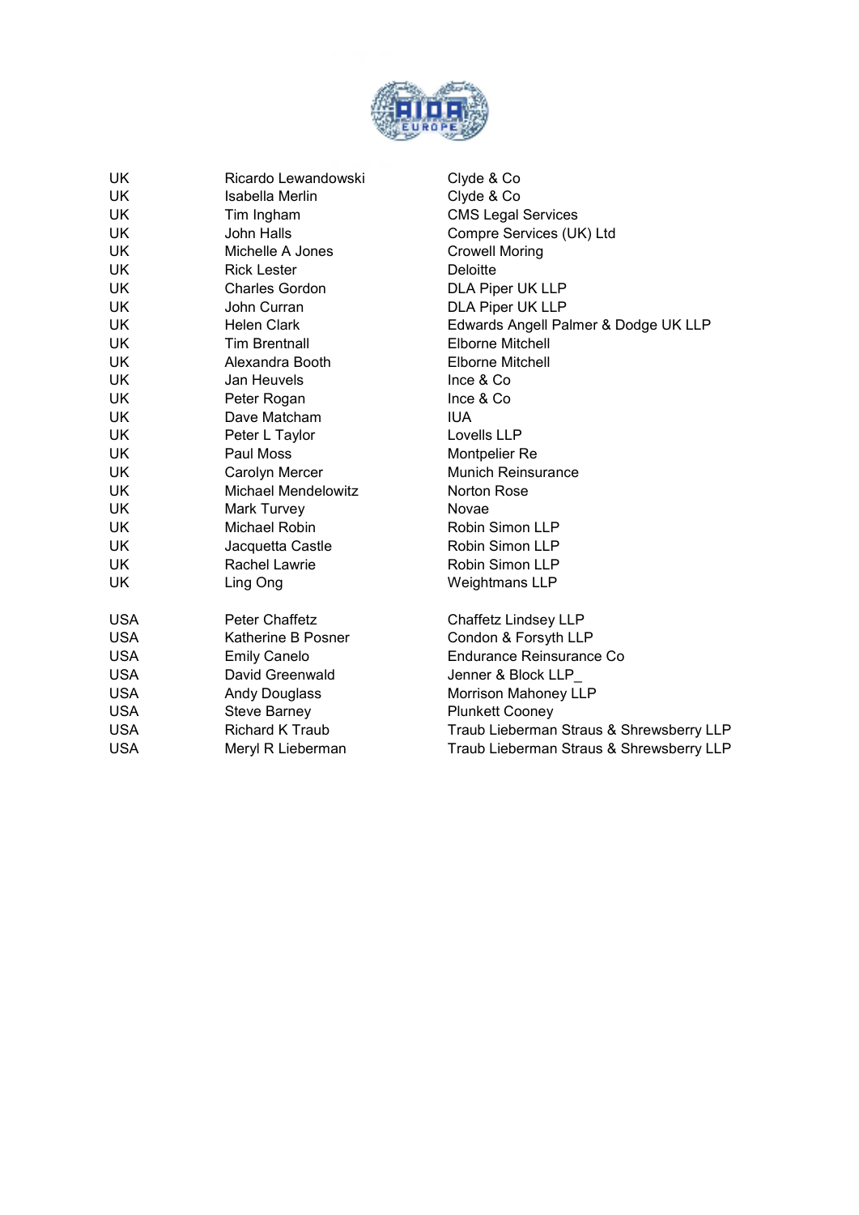| | | |
|---|---|---|
| UK | Ricardo Lewandowski | Clyde & Co |
| UK | Isabella Merlin | Clyde & Co |
| UK | Tim Ingham | CMS Legal Services |
| UK | John Halls | Compre Services (UK) Ltd |
| UK | Michelle A Jones | Crowell Moring |
| UK | Rick Lester | Deloitte |
| UK | Charles Gordon | DLA Piper UK LLP |
| UK | John Curran | DLA Piper UK LLP |
| UK | Helen Clark | Edwards Angell Palmer & Dodge UK LLP |
| UK | Tim Brentnall | Elborne Mitchell |
| UK | Alexandra Booth | Elborne Mitchell |
| UK | Jan Heuvels | Ince & Co |
| UK | Peter Rogan | Ince & Co |
| UK | Dave Matcham | IUA |
| UK | Peter L Taylor | Lovells LLP |
| UK | Paul Moss | Montpelier Re |
| UK | Carolyn Mercer | Munich Reinsurance |
| UK | Michael Mendelowitz | Norton Rose |
| UK | Mark Turvey | Novae |
| UK | Michael Robin | Robin Simon LLP |
| UK | Jacquetta Castle | Robin Simon LLP |
| UK | Rachel Lawrie | Robin Simon LLP |
| UK | Ling Ong | Weightmans LLP |
| | | |
| USA | Peter Chaffetz | Chaffetz Lindsey LLP |
| USA | Katherine B Posner | Condon & Forsyth LLP |
| USA | Emily Canelo | Endurance Reinsurance Co |
| USA | David Greenwald | Jenner & Block LLP_ |
| USA | Andy Douglass | Morrison Mahoney LLP |
| USA | Steve Barney | Plunkett Cooney |
| USA | Richard K Traub | Traub Lieberman Straus & Shrewsberry LLP |
| USA | Meryl R Lieberman | Traub Lieberman Straus & Shrewsberry LLP |